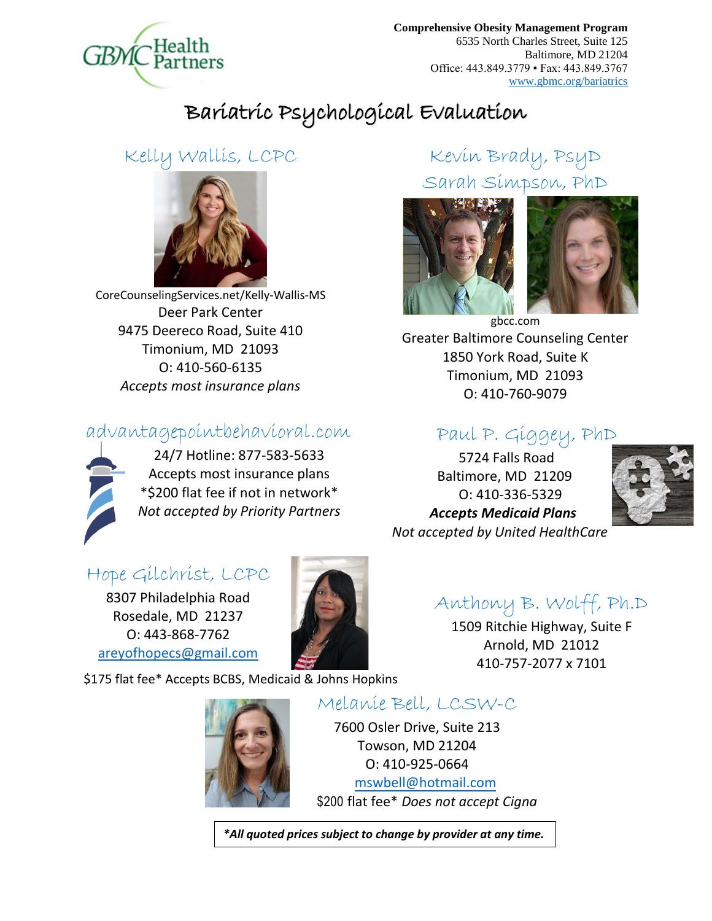GBMC Health Partners

**Comprehensive Obesity Management Program**
6535 North Charles Street, Suite 125
Baltimore, MD 21204
Office: 443.849.3779 ▪ Fax: 443.849.3767
www.gbmc.org/bariatrics

# Bariatric Psychological Evaluation

## Kelly Wallis, LCPC

CoreCounselingServices.net/Kelly-Wallis-MS
Deer Park Center
9475 Deereco Road, Suite 410
Timonium, MD 21093
O: 410-560-6135
*Accepts most insurance plans*

## Kevin Brady, PsyD
## Sarah Simpson, PhD

gbcc.com
Greater Baltimore Counseling Center
1850 York Road, Suite K
Timonium, MD 21093
O: 410-760-9079

## advantagepointbehavioral.com

24/7 Hotline: 877-583-5633
Accepts most insurance plans
*$200 flat fee if not in network*
*Not accepted by Priority Partners*

## Paul P. Giggey, PhD

5724 Falls Road
Baltimore, MD 21209
O: 410-336-5329
***Accepts Medicaid Plans***
*Not accepted by United HealthCare*

## Hope Gilchrist, LCPC

8307 Philadelphia Road
Rosedale, MD 21237
O: 443-868-7762
areyofhopecs@gmail.com

$175 flat fee* Accepts BCBS, Medicaid & Johns Hopkins

## Anthony B. Wolff, Ph.D

1509 Ritchie Highway, Suite F
Arnold, MD 21012
410-757-2077 x 7101

## Melanie Bell, LCSW-C

7600 Osler Drive, Suite 213
Towson, MD 21204
O: 410-925-0664
mswbell@hotmail.com
$200 flat fee* *Does not accept Cigna*

***All quoted prices subject to change by provider at any time.***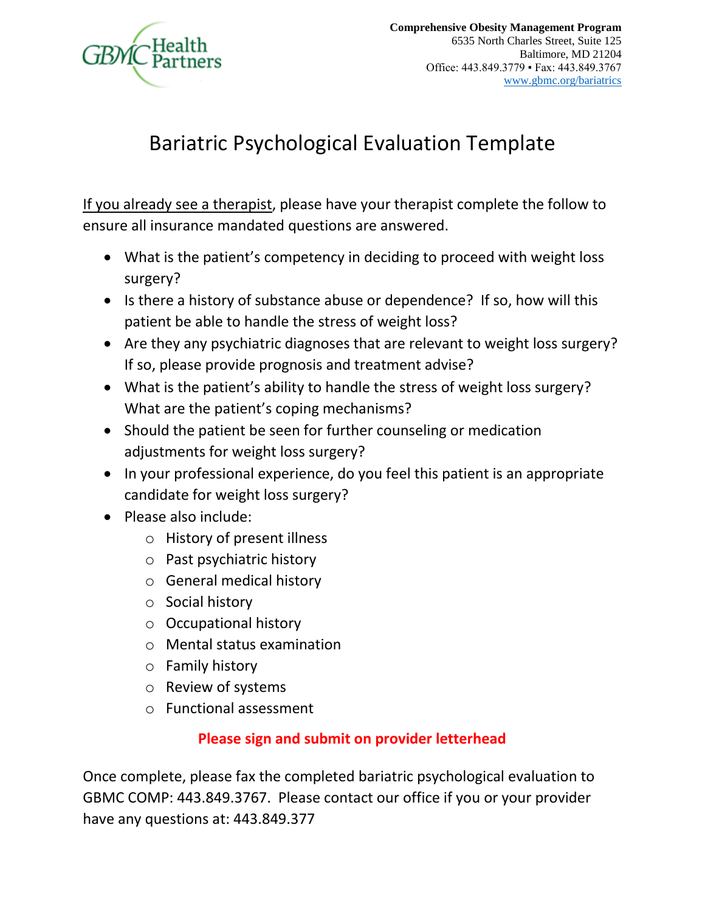**Comprehensive Obesity Management Program**
6535 North Charles Street, Suite 125
Baltimore, MD 21204
Office: 443.849.3779 ▪ Fax: 443.849.3767
www.gbmc.org/bariatrics

# Bariatric Psychological Evaluation Template

If you already see a therapist, please have your therapist complete the follow to ensure all insurance mandated questions are answered.

- What is the patient's competency in deciding to proceed with weight loss surgery?
- Is there a history of substance abuse or dependence? If so, how will this patient be able to handle the stress of weight loss?
- Are they any psychiatric diagnoses that are relevant to weight loss surgery? If so, please provide prognosis and treatment advise?
- What is the patient's ability to handle the stress of weight loss surgery? What are the patient's coping mechanisms?
- Should the patient be seen for further counseling or medication adjustments for weight loss surgery?
- In your professional experience, do you feel this patient is an appropriate candidate for weight loss surgery?
- Please also include:
    - History of present illness
    - Past psychiatric history
    - General medical history
    - Social history
    - Occupational history
    - Mental status examination
    - Family history
    - Review of systems
    - Functional assessment

**Please sign and submit on provider letterhead**

Once complete, please fax the completed bariatric psychological evaluation to GBMC COMP: 443.849.3767. Please contact our office if you or your provider have any questions at: 443.849.377